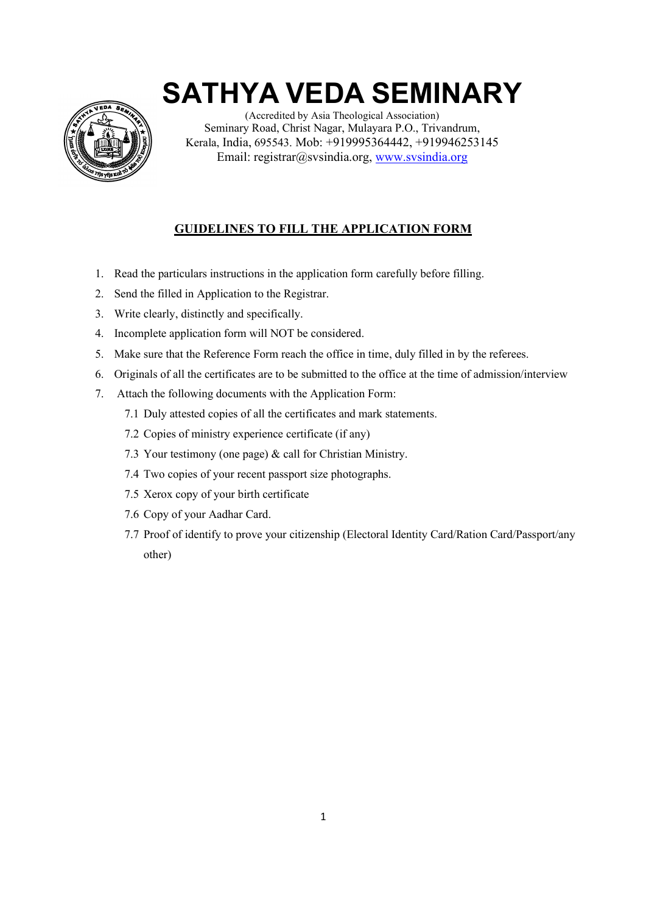# SATHYA VEDA SEMINARY

(Accredited by Asia Theological Association)
Seminary Road, Christ Nagar, Mulayara P.O., Trivandrum,
Kerala, India, 695543. Mob: +919995364442, +919946253145
Email: registrar@svsindia.org, www.svsindia.org

## GUIDELINES TO FILL THE APPLICATION FORM

1. Read the particulars instructions in the application form carefully before filling.
2. Send the filled in Application to the Registrar.
3. Write clearly, distinctly and specifically.
4. Incomplete application form will NOT be considered.
5. Make sure that the Reference Form reach the office in time, duly filled in by the referees.
6. Originals of all the certificates are to be submitted to the office at the time of admission/interview
7. Attach the following documents with the Application Form:
   - 7.1 Duly attested copies of all the certificates and mark statements.
   - 7.2 Copies of ministry experience certificate (if any)
   - 7.3 Your testimony (one page) & call for Christian Ministry.
   - 7.4 Two copies of your recent passport size photographs.
   - 7.5 Xerox copy of your birth certificate
   - 7.6 Copy of your Aadhar Card.
   - 7.7 Proof of identify to prove your citizenship (Electoral Identity Card/Ration Card/Passport/any other)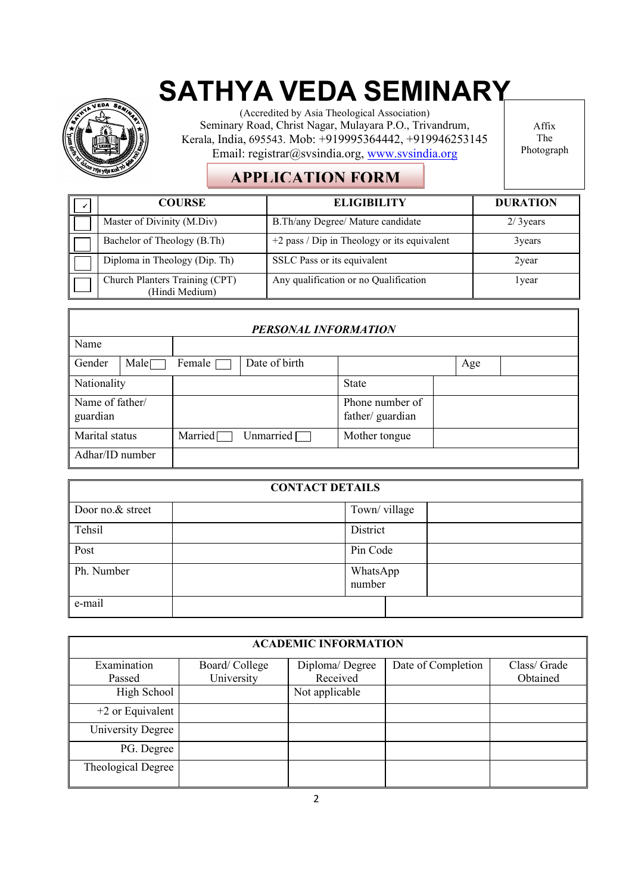# SATHYA VEDA SEMINARY

(Accredited by Asia Theological Association)
Seminary Road, Christ Nagar, Mulayara P.O., Trivandrum,
Kerala, India, 695543. Mob: +919995364442, +919946253145
Email: registrar@svsindia.org, www.svsindia.org

Affix The Photograph

## APPLICATION FORM

| ✓ | COURSE | ELIGIBILITY | DURATION |
|---|---|---|---|
| ☐ | Master of Divinity (M.Div) | B.Th/any Degree/ Mature candidate | 2/ 3years |
| ☐ | Bachelor of Theology (B.Th) | +2 pass / Dip in Theology or its equivalent | 3years |
| ☐ | Diploma in Theology (Dip. Th) | SSLC Pass or its equivalent | 2year |
| ☐ | Church Planters Training (CPT) (Hindi Medium) | Any qualification or no Qualification | 1year |

| ***PERSONAL INFORMATION*** | | | | | |
|---|---|---|---|---|---|
| Name | | | | | |
| Gender | Male ☐ Female ☐ | Date of birth | | Age | |
| Nationality | | State | | | |
| Name of father/ guardian | | Phone number of father/ guardian | | | |
| Marital status | Married ☐ Unmarried ☐ | Mother tongue | | | |
| Adhar/ID number | | | | | |

| **CONTACT DETAILS** | | | |
|---|---|---|---|
| Door no.& street | | Town/ village | |
| Tehsil | | District | |
| Post | | Pin Code | |
| Ph. Number | | WhatsApp number | |
| e-mail | | | |

| **ACADEMIC INFORMATION** | | | | |
|---|---|---|---|---|
| Examination Passed | Board/ College University | Diploma/ Degree Received | Date of Completion | Class/ Grade Obtained |
| High School | | Not applicable | | |
| +2 or Equivalent | | | | |
| University Degree | | | | |
| PG. Degree | | | | |
| Theological Degree | | | | |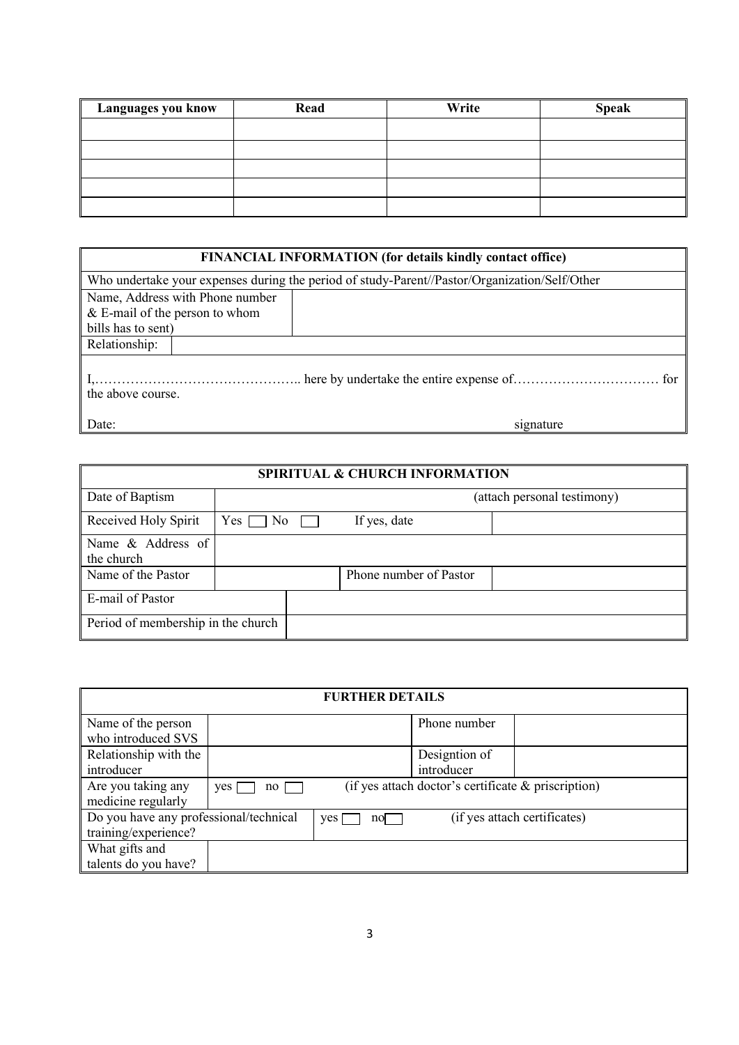| Languages you know | Read | Write | Speak |
|---|---|---|---|
| | | | |
| | | | |
| | | | |
| | | | |
| | | | |

| FINANCIAL INFORMATION (for details kindly contact office) | |
|---|---|
| Who undertake your expenses during the period of study-Parent//Pastor/Organization/Self/Other | |
| Name, Address with Phone number & E-mail of the person to whom bills has to sent) | |
| Relationship: | |
| I,……………………………………….. here by undertake the entire expense of…………………………… for the above course.<br><br>Date: signature | |

| SPIRITUAL & CHURCH INFORMATION | | | |
|---|---|---|---|
| Date of Baptism | (attach personal testimony) | | |
| Received Holy Spirit | Yes ☐ No ☐ | If yes, date | |
| Name & Address of the church | | | |
| Name of the Pastor | | Phone number of Pastor | |
| E-mail of Pastor | | | |
| Period of membership in the church | | | |

| FURTHER DETAILS | | | |
|---|---|---|---|
| Name of the person who introduced SVS | | Phone number | |
| Relationship with the introducer | | Designtion of introducer | |
| Are you taking any medicine regularly | yes ☐ no ☐ | (if yes attach doctor's certificate & priscription) | |
| Do you have any professional/technical training/experience? | yes ☐ no☐ | (if yes attach certificates) | |
| What gifts and talents do you have? | | | |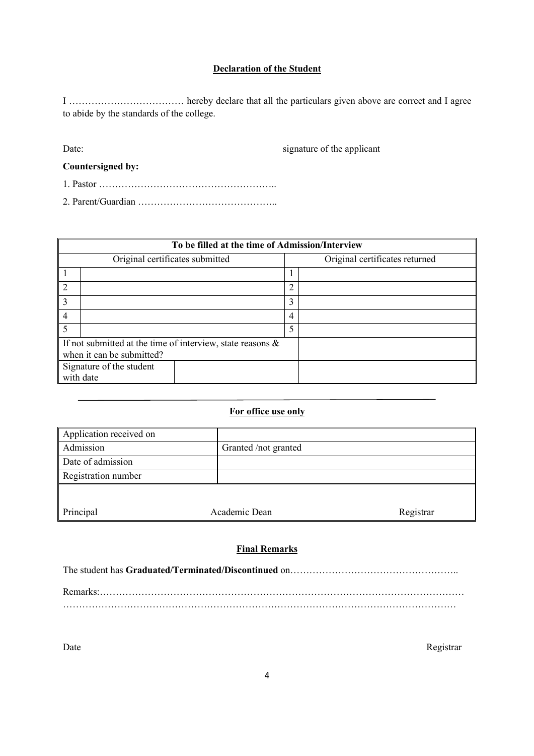## Declaration of the Student

I ……………………………… hereby declare that all the particulars given above are correct and I agree to abide by the standards of the college.

Date: signature of the applicant

**Countersigned by:**

1. Pastor ………………………………………………..
2. Parent/Guardian ……………………………………..

| To be filled at the time of Admission/Interview | | | |
|---|---|---|---|
| Original certificates submitted | | Original certificates returned | |
| 1 | | 1 | |
| 2 | | 2 | |
| 3 | | 3 | |
| 4 | | 4 | |
| 5 | | 5 | |
| If not submitted at the time of interview, state reasons & when it can be submitted? | | | |
| Signature of the student with date | | | |

### For office use only

| Application received on | |
|---|---|
| Admission | Granted /not granted |
| Date of admission | |
| Registration number | |

Principal Academic Dean Registrar

### Final Remarks

The student has **Graduated/Terminated/Discontinued** on……………………………………………..

Remarks:……………………………………………………………………………………………………
……………………………………………………………………………………………………………

Date Registrar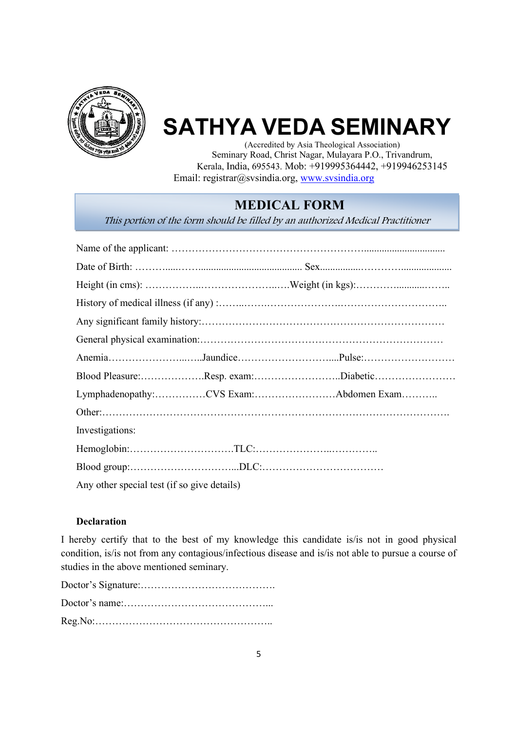# SATHYA VEDA SEMINARY

(Accredited by Asia Theological Association)
Seminary Road, Christ Nagar, Mulayara P.O., Trivandrum,
Kerala, India, 695543. Mob: +919995364442, +919946253145
Email: registrar@svsindia.org, www.svsindia.org

## MEDICAL FORM

*This portion of the form should be filled by an authorized Medical Practitioner*

Name of the applicant: …………………………………………………...............................

Date of Birth: ………......……........................................ Sex................…………....................

Height (in cms): ……………..…………………..….Weight (in kgs):……….............……..

History of medical illness (if any) :……..……..…………………….…………………………..

Any significant family history:………………………………………………………………

General physical examination:………………………………………………………………

Anemia…………………...…..Jaundice………………………....Pulse:………………………

Blood Pleasure:……………….Resp. exam:……………………..Diabetic……………………

Lymphadenopathy:……………CVS Exam:……………………Abdomen Exam………..

Other:……………………………………………………………………………………….

Investigations:

Hemoglobin:………………………….TLC:…………………..…………..

Blood group:…………………………...DLC:………………………………

Any other special test (if so give details)

**Declaration**

I hereby certify that to the best of my knowledge this candidate is/is not in good physical condition, is/is not from any contagious/infectious disease and is/is not able to pursue a course of studies in the above mentioned seminary.

Doctor's Signature:………………………………….

Doctor's name:……………………………………...

Reg.No:……………………………………………..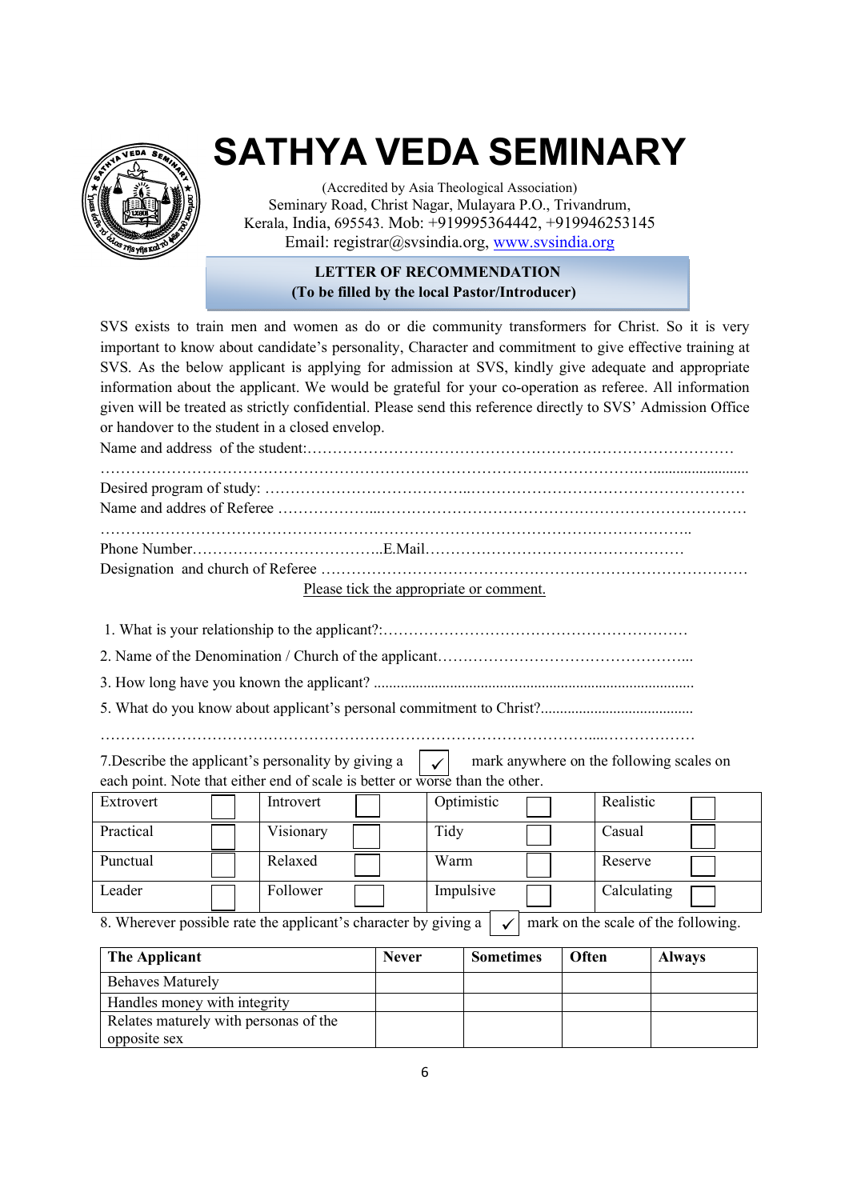# SATHYA VEDA SEMINARY

(Accredited by Asia Theological Association)
Seminary Road, Christ Nagar, Mulayara P.O., Trivandrum,
Kerala, India, 695543. Mob: +919995364442, +919946253145
Email: registrar@svsindia.org, www.svsindia.org

**LETTER OF RECOMMENDATION**
**(To be filled by the local Pastor/Introducer)**

SVS exists to train men and women as do or die community transformers for Christ. So it is very important to know about candidate's personality, Character and commitment to give effective training at SVS. As the below applicant is applying for admission at SVS, kindly give adequate and appropriate information about the applicant. We would be grateful for your co-operation as referee. All information given will be treated as strictly confidential. Please send this reference directly to SVS' Admission Office or handover to the student in a closed envelop.

Name and address of the student:……………………………………………………………………………

……………………………………………………………………………………………………………

Desired program of study: …………………………………………………………………………………

Name and addres of Referee ………………………………………………………………………………

……………………………………………………………………………………………………………

Phone Number………………………………..E.Mail……………………………………………

Designation and church of Referee ………………………………………………………………………

Please tick the appropriate or comment.

1. What is your relationship to the applicant?:……………………………………………………

2. Name of the Denomination / Church of the applicant…………………………………………...

3. How long have you known the applicant? ..................................................................................

5. What do you know about applicant's personal commitment to Christ?........................................

……………………………………………………………………………………………………

7.Describe the applicant's personality by giving a ✓ mark anywhere on the following scales on each point. Note that either end of scale is better or worse than the other.

| Extrovert | ☐ | Introvert | ☐ | Optimistic | ☐ | Realistic | ☐ |
|---|---|---|---|---|---|---|---|
| Practical | ☐ | Visionary | ☐ | Tidy | ☐ | Casual | ☐ |
| Punctual | ☐ | Relaxed | ☐ | Warm | ☐ | Reserve | ☐ |
| Leader | ☐ | Follower | ☐ | Impulsive | ☐ | Calculating | ☐ |

8. Wherever possible rate the applicant's character by giving a ✓ mark on the scale of the following.

| The Applicant | Never | Sometimes | Often | Always |
|---|---|---|---|---|
| Behaves Maturely | | | | |
| Handles money with integrity | | | | |
| Relates maturely with personas of the opposite sex | | | | |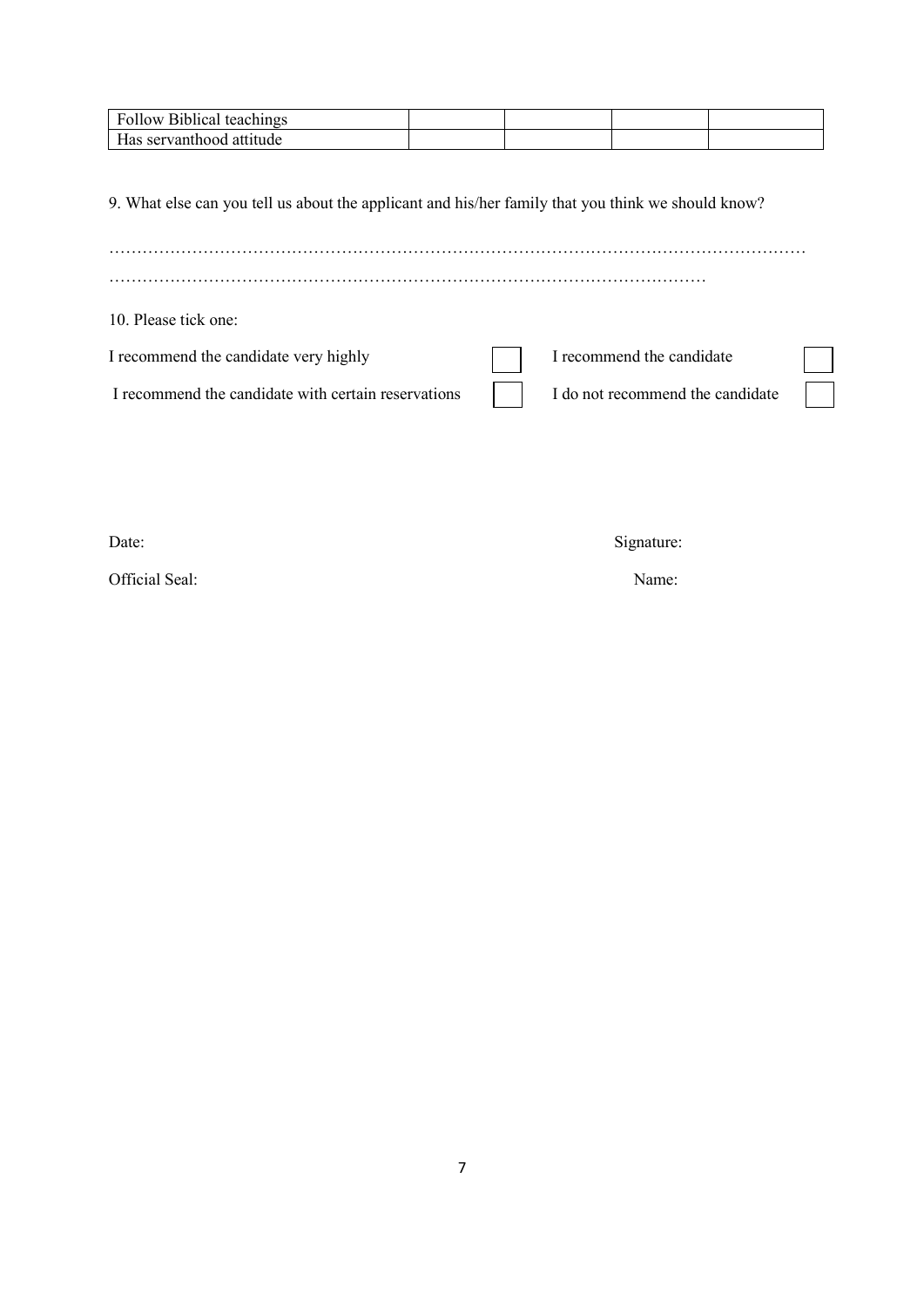| | | | | |
|---|---|---|---|---|
| Follow Biblical teachings | | | | |
| Has servanthood attitude | | | | |

9. What else can you tell us about the applicant and his/her family that you think we should know?

…………………………………………………………………………………………………………………
……………………………………………………………………………………………………

10. Please tick one:

| | | | |
|---|---|---|---|
| I recommend the candidate very highly | ☐ | I recommend the candidate | ☐ |
| I recommend the candidate with certain reservations | ☐ | I do not recommend the candidate | ☐ |

Date: Signature:

Official Seal: Name: